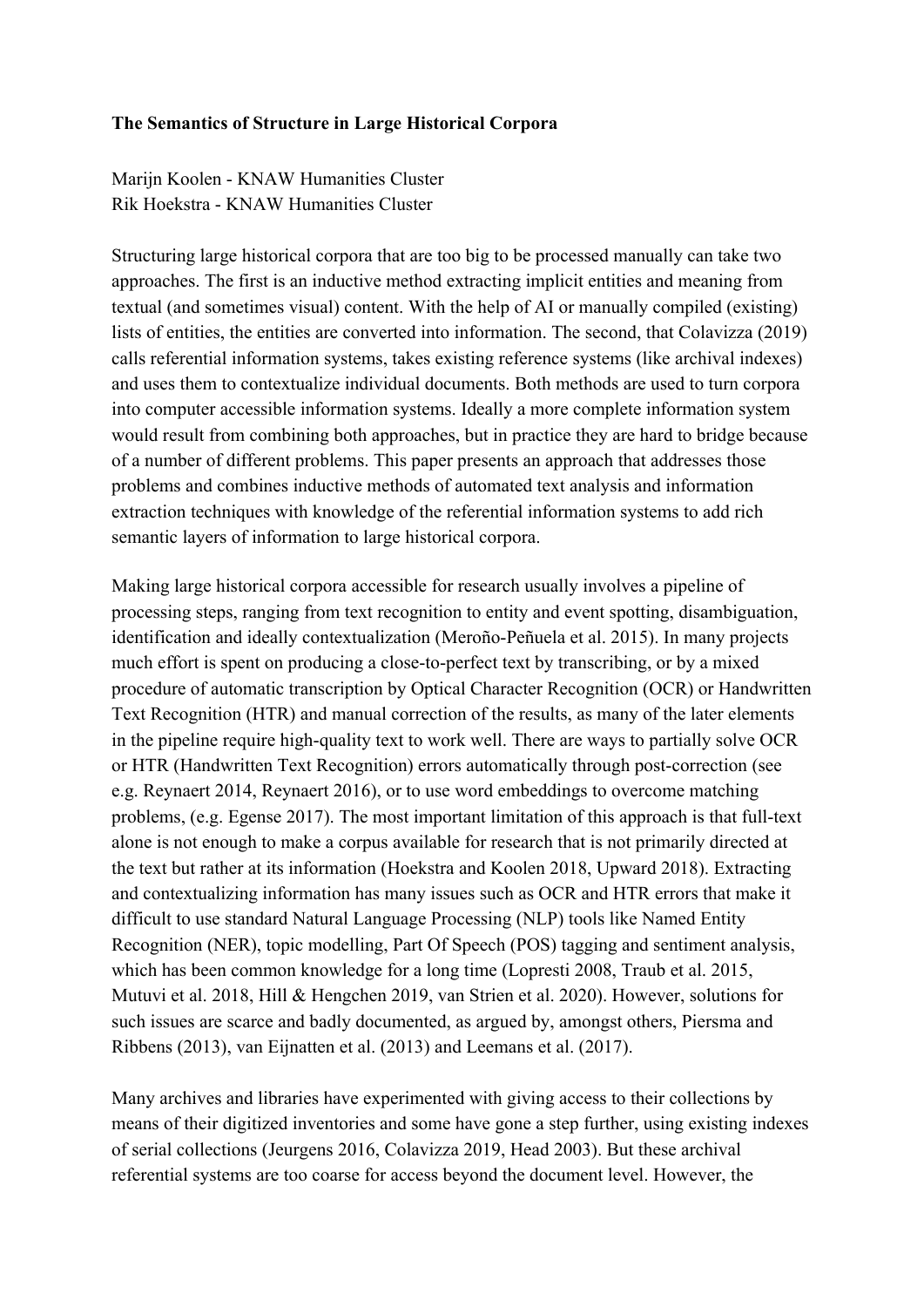**The Semantics of Structure in Large Historical Corpora**

Marijn Koolen - KNAW Humanities Cluster
Rik Hoekstra - KNAW Humanities Cluster

Structuring large historical corpora that are too big to be processed manually can take two approaches. The first is an inductive method extracting implicit entities and meaning from textual (and sometimes visual) content. With the help of AI or manually compiled (existing) lists of entities, the entities are converted into information. The second, that Colavizza (2019) calls referential information systems, takes existing reference systems (like archival indexes) and uses them to contextualize individual documents. Both methods are used to turn corpora into computer accessible information systems. Ideally a more complete information system would result from combining both approaches, but in practice they are hard to bridge because of a number of different problems. This paper presents an approach that addresses those problems and combines inductive methods of automated text analysis and information extraction techniques with knowledge of the referential information systems to add rich semantic layers of information to large historical corpora.

Making large historical corpora accessible for research usually involves a pipeline of processing steps, ranging from text recognition to entity and event spotting, disambiguation, identification and ideally contextualization (Meroño-Peñuela et al. 2015). In many projects much effort is spent on producing a close-to-perfect text by transcribing, or by a mixed procedure of automatic transcription by Optical Character Recognition (OCR) or Handwritten Text Recognition (HTR) and manual correction of the results, as many of the later elements in the pipeline require high-quality text to work well. There are ways to partially solve OCR or HTR (Handwritten Text Recognition) errors automatically through post-correction (see e.g. Reynaert 2014, Reynaert 2016), or to use word embeddings to overcome matching problems, (e.g. Egense 2017). The most important limitation of this approach is that full-text alone is not enough to make a corpus available for research that is not primarily directed at the text but rather at its information (Hoekstra and Koolen 2018, Upward 2018). Extracting and contextualizing information has many issues such as OCR and HTR errors that make it difficult to use standard Natural Language Processing (NLP) tools like Named Entity Recognition (NER), topic modelling, Part Of Speech (POS) tagging and sentiment analysis, which has been common knowledge for a long time (Lopresti 2008, Traub et al. 2015, Mutuvi et al. 2018, Hill & Hengchen 2019, van Strien et al. 2020). However, solutions for such issues are scarce and badly documented, as argued by, amongst others, Piersma and Ribbens (2013), van Eijnatten et al. (2013) and Leemans et al. (2017).

Many archives and libraries have experimented with giving access to their collections by means of their digitized inventories and some have gone a step further, using existing indexes of serial collections (Jeurgens 2016, Colavizza 2019, Head 2003). But these archival referential systems are too coarse for access beyond the document level. However, the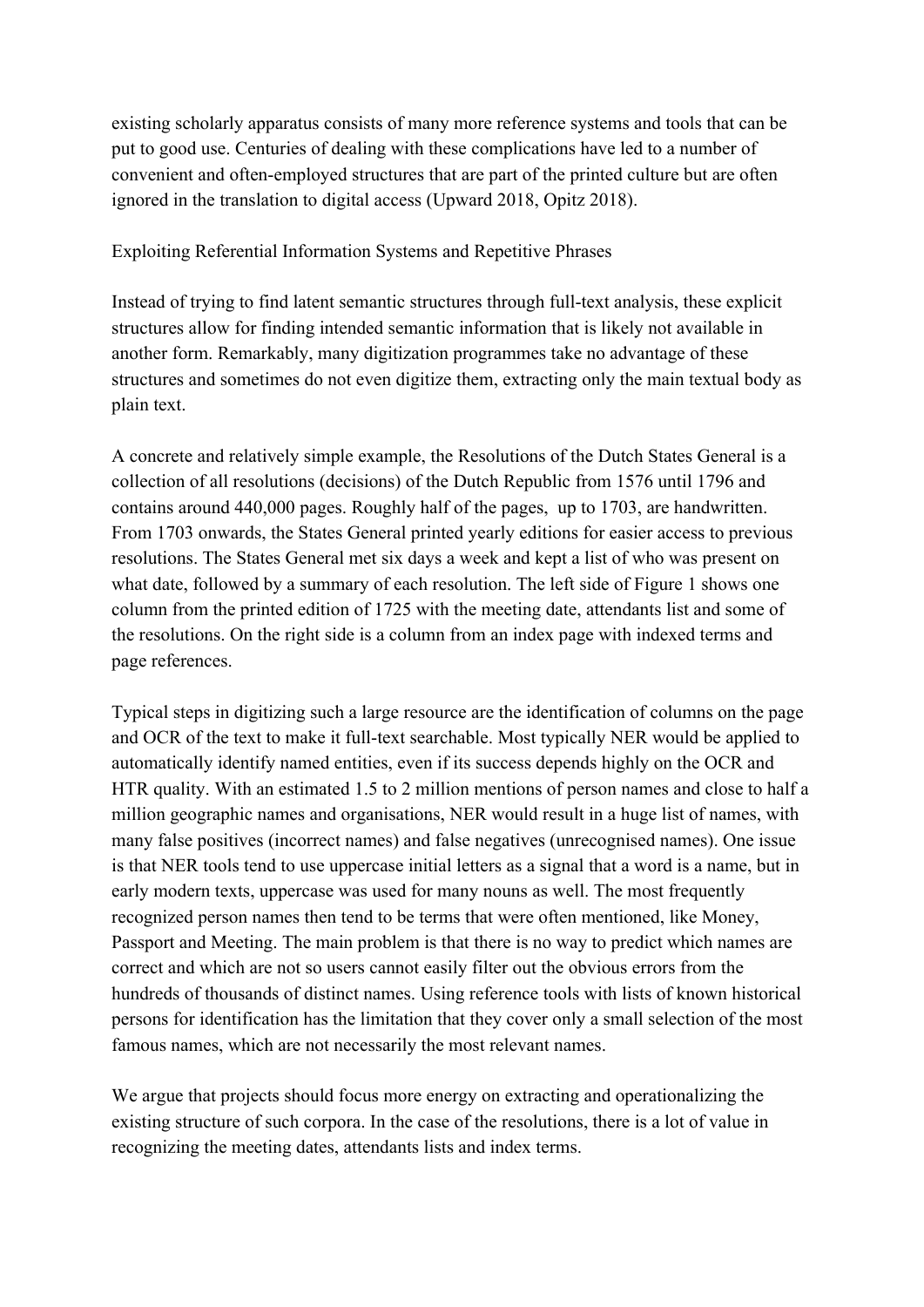existing scholarly apparatus consists of many more reference systems and tools that can be put to good use. Centuries of dealing with these complications have led to a number of convenient and often-employed structures that are part of the printed culture but are often ignored in the translation to digital access (Upward 2018, Opitz 2018).

## Exploiting Referential Information Systems and Repetitive Phrases

Instead of trying to find latent semantic structures through full-text analysis, these explicit structures allow for finding intended semantic information that is likely not available in another form. Remarkably, many digitization programmes take no advantage of these structures and sometimes do not even digitize them, extracting only the main textual body as plain text.

A concrete and relatively simple example, the Resolutions of the Dutch States General is a collection of all resolutions (decisions) of the Dutch Republic from 1576 until 1796 and contains around 440,000 pages. Roughly half of the pages, up to 1703, are handwritten. From 1703 onwards, the States General printed yearly editions for easier access to previous resolutions. The States General met six days a week and kept a list of who was present on what date, followed by a summary of each resolution. The left side of Figure 1 shows one column from the printed edition of 1725 with the meeting date, attendants list and some of the resolutions. On the right side is a column from an index page with indexed terms and page references.

Typical steps in digitizing such a large resource are the identification of columns on the page and OCR of the text to make it full-text searchable. Most typically NER would be applied to automatically identify named entities, even if its success depends highly on the OCR and HTR quality. With an estimated 1.5 to 2 million mentions of person names and close to half a million geographic names and organisations, NER would result in a huge list of names, with many false positives (incorrect names) and false negatives (unrecognised names). One issue is that NER tools tend to use uppercase initial letters as a signal that a word is a name, but in early modern texts, uppercase was used for many nouns as well. The most frequently recognized person names then tend to be terms that were often mentioned, like Money, Passport and Meeting. The main problem is that there is no way to predict which names are correct and which are not so users cannot easily filter out the obvious errors from the hundreds of thousands of distinct names. Using reference tools with lists of known historical persons for identification has the limitation that they cover only a small selection of the most famous names, which are not necessarily the most relevant names.

We argue that projects should focus more energy on extracting and operationalizing the existing structure of such corpora. In the case of the resolutions, there is a lot of value in recognizing the meeting dates, attendants lists and index terms.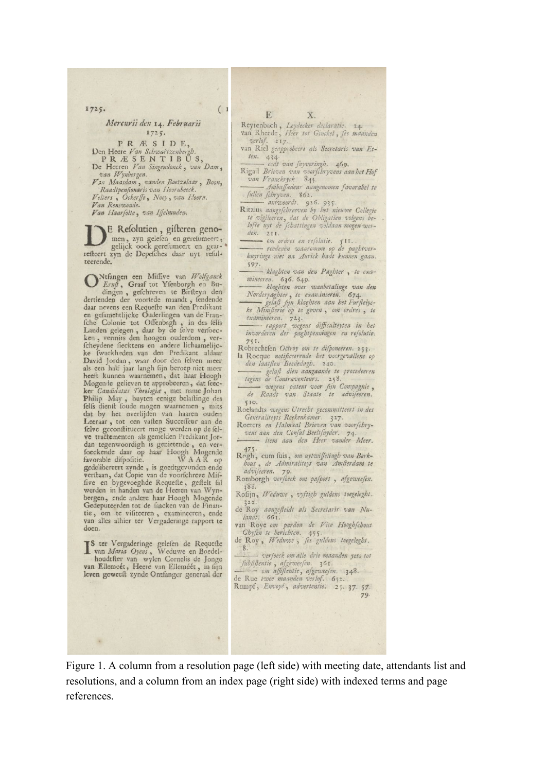1725. (1

*Mercurii den* 14. *Februarii* 1725.

PRÆSIDE,

Den Heere *Van Schwartzenbergh.*

PRÆSENTIBUS,

De Heeren *Van Singendonck, van Dam, van Wynbergen.*
*Van Maasdam, vanden Boetzelaar, Boon, Raadtpensionaris van Hoornbeeck.*
*Vellers, Ockerße, Noey, van Hoorn.*
*Van Renswoude.*
*Van Haarsolte, van Isselmuden.*

DE Resolutien, gisteren genomen, zyn gelesen en geresumeert, gelijck oock geresumeert en gearresteert zyn de Depesches daar uyt resulteerende.

ONtfangen een Missive van *Wolfganck Ernst*, Graaf tot Ysenborgh en Budingen, geschreven te Birsteyn den dertienden der voorlede maandt, sendende daar nevens een Requeste van den Predikant en gesamentlijcke Ouderlingen van de Fransche Colonie tot Offenbagh, in des selfs Landen gelegen, daar by de selve versoecken, vermits den hoogen ouderdom, verscheydene siecktens en andere lichaamelijcke swackheden van den Predikant aldaar David Jordan, waar door den selven meer als een half jaar langh sijn beroep niet meer heeft kunnen waarnemen, dat haar Hoogh Mogende gelieven te approbeeren, dat seecker *Candidatus Theologiæ*, met name Johan Philip May, buyten eenige belastinge des selfs dienst soude mogen waarnemen, mits dat by het overlijden van haaren ouden Leeraar, tot een vasten Successeur aan de selve geconstitueert moge werden op de selve tractementen als gemelden Predikant Jordan tegenwoordigh is genietende, en versoeckende daar op haar Hoogh Mogende favorable dispositie. WAAR op gedelibereert zynde, is goedtgevonden ende verstaan, dat Copie van de voorschreve Missive en bygevoeghde Requeste, gestelt sal werden in handen van de Heeren van Wynbergen, ende andere haar Hoogh Mogende Gedeputeerden tot de saacken van de Financie, om te visiteeren, examineeren, ende van alles alhier ter Vergaderinge rapport te doen.

IS ter Vergaderinge gelesen de Requeste van *Maria Oyens*, Weduwe en Boedelhoudtster van wylen Cornelis de Jonge van Ellemeét, Heere van Ellemeét, in sijn leven geweest zynde Ontfanger generaal der

E X.

Reytenbach, *Leydecker declaratie.* 24.
van Rheede, *Heer tot Ginckel, ses maanden verlof.* 217.
van Riel *geapprobeert als Secretaris van Etten.* 434.
——— *eedt van suyveringh.* 469.
Rigail *Brieven van voorschryvens aan het Hof van Vranckryck.* 844.
——— *Ambassadeur aangenomen favorabel te sullen schryven.* 862.
——— *antwoordt.* 926. 935.
Ritzius *aangeschreeven by het nieuwe Collegie te vigileeren, dat de Obligatien volgens belofte uyt de schattingen voldaan mogen werden.* 211.
——— *om ordres en resolutie.* 511.
——— *reedenen waaromme op de paghtverhuyringe niet na Aurick hadt kunnen gaan.* 597.
——— *klaghten van den Paghter, te examineeren.* 636. 649.
——— *klaghten over wanbetalinge van den Norderpaghter, te examineeren.* 674.
——— *gelast syn klaghten aan het Furstelycke Ministerie op te geven, om ordres, te examineeren.* 723.
——— *rapport wegens difficulteyten in het invorderen der paghtpenningen en resolutie.* 751.
Robrechtsen *Octroy om te disponeeren.* 253.
la Rocque *notificeerende het voorgevallene op den laatsten Beededagh.* 240.
——— *gelast dien aangaande te procedeeren tegens de Contraventeurs.* 258.
——— *wegens patent voor syn Compagnie, de Raadt van Staate te adviseeren.* 510.
Roelandts *wegens Utrecht gecommitteert in des Generaliteyts Reeckenkamer.* 327.
Roeters *en Halmaal Brieven van voorschryvens aan den Consul Beeltsnyder.* 74.
——— *item aan den Heer vander Meer.* 475.
Rogh, cum suis, *om uytwisselingh van Berkhout, de Admiraliteyt van Amsterdam te adviseeren.* 79.
Romborgh *versoeck om paspoort, afgeweesen.* 388.
Rosijn, *Weduwe, vyftigh guldens toegeleght.* 322.
de Roy *aangestelt als Secretaris van Nulandt.* 661.
van Roye *om pardon de Vice Hooghschout Ghysen te berichten.* 455.
de Roy, *Weduwe, ses guldens toegeleght.* 8.
——— *versoeck om alle drie maanden yets tot subsistentie, afgeweesen.* 361.
——— *om assistentie, afgeweesen.* 348.
de Rue *twee maanden verlof.* 632.
Rumpf, *Envoyé, advertentie.* 25. 37. 57. 79.

Figure 1. A column from a resolution page (left side) with meeting date, attendants list and resolutions, and a column from an index page (right side) with indexed terms and page references.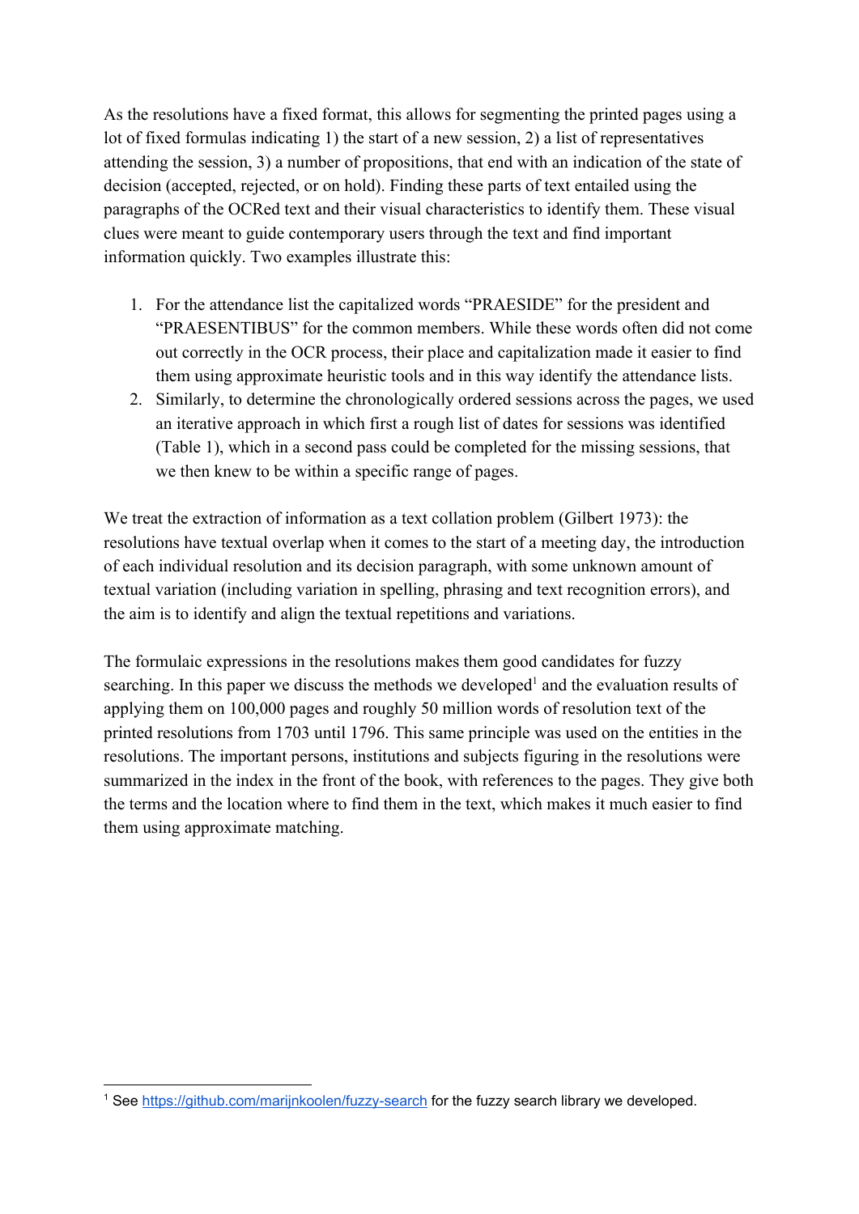As the resolutions have a fixed format, this allows for segmenting the printed pages using a lot of fixed formulas indicating 1) the start of a new session, 2) a list of representatives attending the session, 3) a number of propositions, that end with an indication of the state of decision (accepted, rejected, or on hold). Finding these parts of text entailed using the paragraphs of the OCRed text and their visual characteristics to identify them. These visual clues were meant to guide contemporary users through the text and find important information quickly. Two examples illustrate this:

1. For the attendance list the capitalized words "PRAESIDE" for the president and "PRAESENTIBUS" for the common members. While these words often did not come out correctly in the OCR process, their place and capitalization made it easier to find them using approximate heuristic tools and in this way identify the attendance lists.
2. Similarly, to determine the chronologically ordered sessions across the pages, we used an iterative approach in which first a rough list of dates for sessions was identified (Table 1), which in a second pass could be completed for the missing sessions, that we then knew to be within a specific range of pages.

We treat the extraction of information as a text collation problem (Gilbert 1973): the resolutions have textual overlap when it comes to the start of a meeting day, the introduction of each individual resolution and its decision paragraph, with some unknown amount of textual variation (including variation in spelling, phrasing and text recognition errors), and the aim is to identify and align the textual repetitions and variations.

The formulaic expressions in the resolutions makes them good candidates for fuzzy searching. In this paper we discuss the methods we developed[1] and the evaluation results of applying them on 100,000 pages and roughly 50 million words of resolution text of the printed resolutions from 1703 until 1796. This same principle was used on the entities in the resolutions. The important persons, institutions and subjects figuring in the resolutions were summarized in the index in the front of the book, with references to the pages. They give both the terms and the location where to find them in the text, which makes it much easier to find them using approximate matching.

[1] See https://github.com/marijnkoolen/fuzzy-search for the fuzzy search library we developed.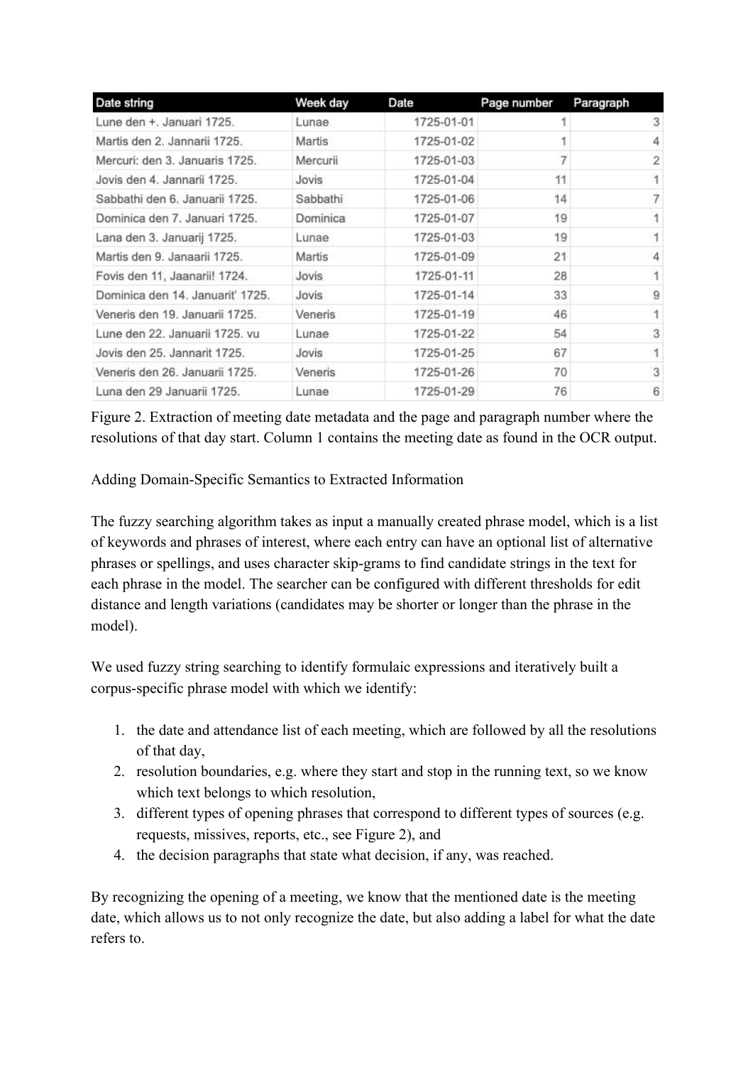| Date string | Week day | Date | Page number | Paragraph |
|---|---|---|---|---|
| Lune den +. Januari 1725. | Lunae | 1725-01-01 | 1 | 3 |
| Martis den 2. Jannarii 1725. | Martis | 1725-01-02 | 1 | 4 |
| Mercuri: den 3. Januaris 1725. | Mercurii | 1725-01-03 | 7 | 2 |
| Jovis den 4. Jannarii 1725. | Jovis | 1725-01-04 | 11 | 1 |
| Sabbathi den 6. Januarii 1725. | Sabbathi | 1725-01-06 | 14 | 7 |
| Dominica den 7. Januari 1725. | Dominica | 1725-01-07 | 19 | 1 |
| Lana den 3. Januarij 1725. | Lunae | 1725-01-03 | 19 | 1 |
| Martis den 9. Janaarii 1725. | Martis | 1725-01-09 | 21 | 4 |
| Fovis den 11, Jaanarii! 1724. | Jovis | 1725-01-11 | 28 | 1 |
| Dominica den 14. Januarit' 1725. | Jovis | 1725-01-14 | 33 | 9 |
| Veneris den 19. Januarii 1725. | Veneris | 1725-01-19 | 46 | 1 |
| Lune den 22. Januarii 1725. vu | Lunae | 1725-01-22 | 54 | 3 |
| Jovis den 25. Jannarit 1725. | Jovis | 1725-01-25 | 67 | 1 |
| Veneris den 26. Januarii 1725. | Veneris | 1725-01-26 | 70 | 3 |
| Luna den 29 Januarii 1725. | Lunae | 1725-01-29 | 76 | 6 |

Figure 2. Extraction of meeting date metadata and the page and paragraph number where the resolutions of that day start. Column 1 contains the meeting date as found in the OCR output.

## Adding Domain-Specific Semantics to Extracted Information

The fuzzy searching algorithm takes as input a manually created phrase model, which is a list of keywords and phrases of interest, where each entry can have an optional list of alternative phrases or spellings, and uses character skip-grams to find candidate strings in the text for each phrase in the model. The searcher can be configured with different thresholds for edit distance and length variations (candidates may be shorter or longer than the phrase in the model).

We used fuzzy string searching to identify formulaic expressions and iteratively built a corpus-specific phrase model with which we identify:

1. the date and attendance list of each meeting, which are followed by all the resolutions of that day,
2. resolution boundaries, e.g. where they start and stop in the running text, so we know which text belongs to which resolution,
3. different types of opening phrases that correspond to different types of sources (e.g. requests, missives, reports, etc., see Figure 2), and
4. the decision paragraphs that state what decision, if any, was reached.

By recognizing the opening of a meeting, we know that the mentioned date is the meeting date, which allows us to not only recognize the date, but also adding a label for what the date refers to.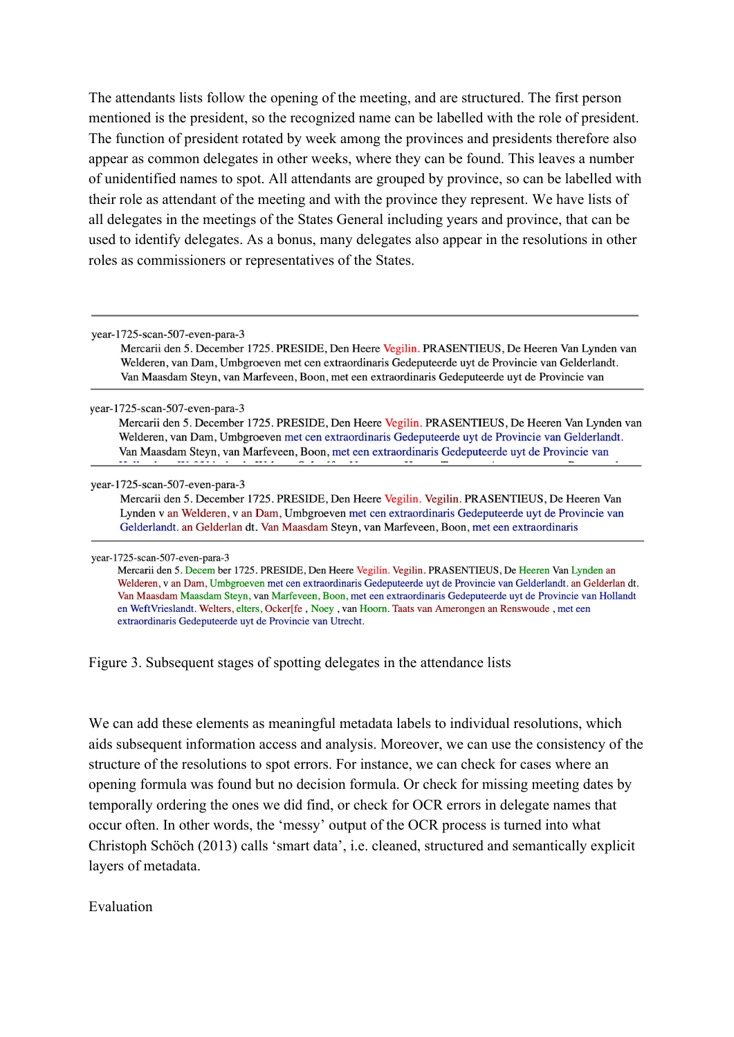The attendants lists follow the opening of the meeting, and are structured. The first person mentioned is the president, so the recognized name can be labelled with the role of president. The function of president rotated by week among the provinces and presidents therefore also appear as common delegates in other weeks, where they can be found. This leaves a number of unidentified names to spot. All attendants are grouped by province, so can be labelled with their role as attendant of the meeting and with the province they represent. We have lists of all delegates in the meetings of the States General including years and province, that can be used to identify delegates. As a bonus, many delegates also appear in the resolutions in other roles as commissioners or representatives of the States.

---

year-1725-scan-507-even-para-3

Mercarii den 5. December 1725. PRESIDE, Den Heere Vegilin. PRASENTIEUS, De Heeren Van Lynden van Welderen, van Dam, Umbgroeven met cen extraordinaris Gedeputeerde uyt de Provincie van Gelderlandt. Van Maasdam Steyn, van Marfeveen, Boon, met een extraordinaris Gedeputeerde uyt de Provincie van

---

year-1725-scan-507-even-para-3

Mercarii den 5. December 1725. PRESIDE, Den Heere Vegilin. PRASENTIEUS, De Heeren Van Lynden van Welderen, van Dam, Umbgroeven met cen extraordinaris Gedeputeerde uyt de Provincie van Gelderlandt. Van Maasdam Steyn, van Marfeveen, Boon, met een extraordinaris Gedeputeerde uyt de Provincie van

---

year-1725-scan-507-even-para-3

Mercarii den 5. December 1725. PRESIDE, Den Heere Vegilin. Vegilin. PRASENTIEUS, De Heeren Van Lynden v an Welderen, v an Dam, Umbgroeven met cen extraordinaris Gedeputeerde uyt de Provincie van Gelderlandt. an Gelderlan dt. Van Maasdam Steyn, van Marfeveen, Boon, met een extraordinaris

---

year-1725-scan-507-even-para-3

Mercarii den 5. Decem ber 1725. PRESIDE, Den Heere Vegilin. Vegilin. PRASENTIEUS, De Heeren Van Lynden an Welderen, v an Dam, Umbgroeven met cen extraordinaris Gedeputeerde uyt de Provincie van Gelderlandt. an Gelderlan dt. Van Maasdam Maasdam Steyn, van Marfeveen, Boon, met een extraordinaris Gedeputeerde uyt de Provincie van Hollandt en WeftVrieslandt. Welters, elters, Ocker[fe , Noey , van Hoorn. Taats van Amerongen an Renswoude , met een extraordinaris Gedeputeerde uyt de Provincie van Utrecht.

---

Figure 3. Subsequent stages of spotting delegates in the attendance lists

We can add these elements as meaningful metadata labels to individual resolutions, which aids subsequent information access and analysis. Moreover, we can use the consistency of the structure of the resolutions to spot errors. For instance, we can check for cases where an opening formula was found but no decision formula. Or check for missing meeting dates by temporally ordering the ones we did find, or check for OCR errors in delegate names that occur often. In other words, the 'messy' output of the OCR process is turned into what Christoph Schöch (2013) calls 'smart data', i.e. cleaned, structured and semantically explicit layers of metadata.

## Evaluation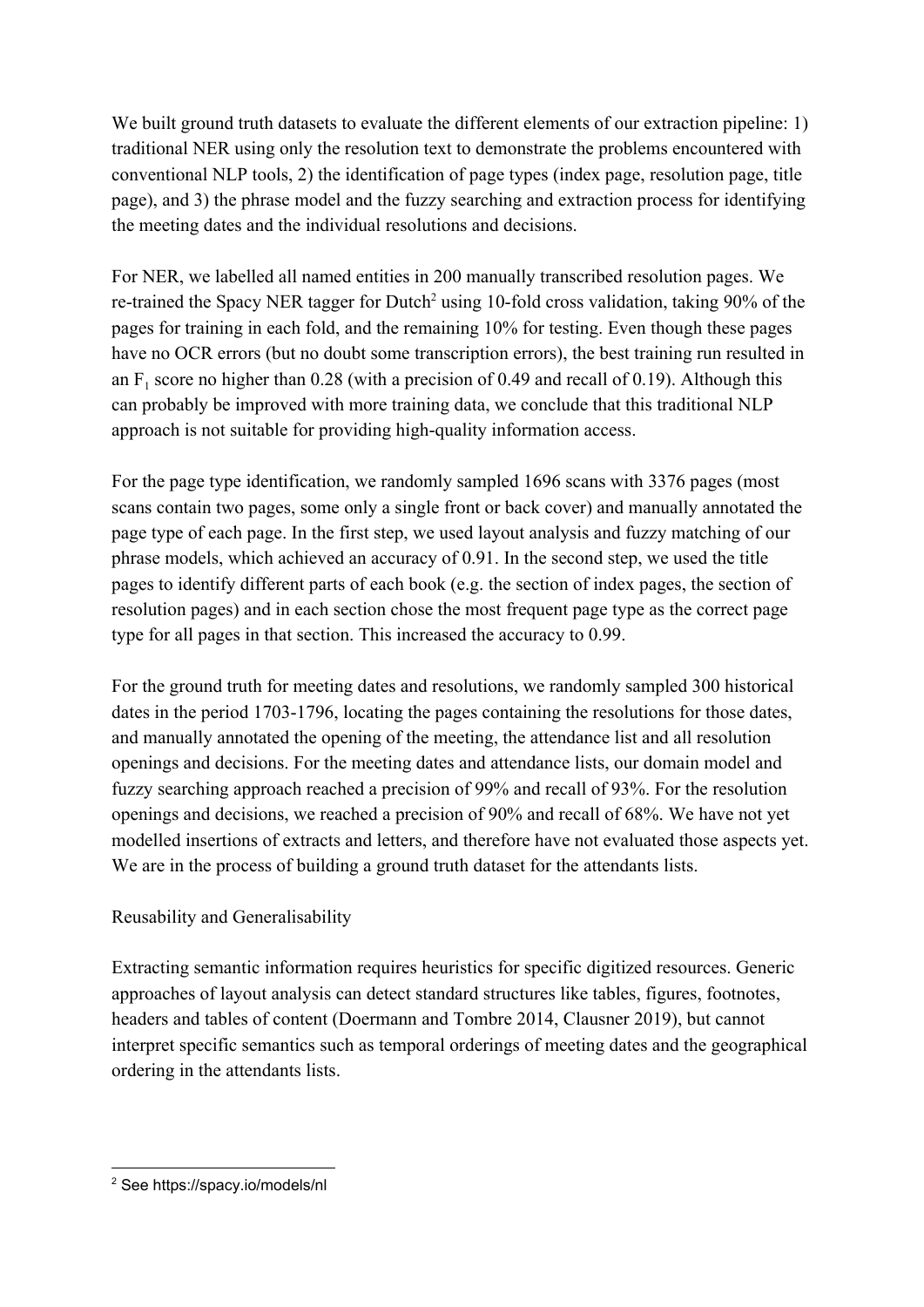We built ground truth datasets to evaluate the different elements of our extraction pipeline: 1) traditional NER using only the resolution text to demonstrate the problems encountered with conventional NLP tools, 2) the identification of page types (index page, resolution page, title page), and 3) the phrase model and the fuzzy searching and extraction process for identifying the meeting dates and the individual resolutions and decisions.

For NER, we labelled all named entities in 200 manually transcribed resolution pages. We re-trained the Spacy NER tagger for Dutch[2] using 10-fold cross validation, taking 90% of the pages for training in each fold, and the remaining 10% for testing. Even though these pages have no OCR errors (but no doubt some transcription errors), the best training run resulted in an $F_1$ score no higher than 0.28 (with a precision of 0.49 and recall of 0.19). Although this can probably be improved with more training data, we conclude that this traditional NLP approach is not suitable for providing high-quality information access.

For the page type identification, we randomly sampled 1696 scans with 3376 pages (most scans contain two pages, some only a single front or back cover) and manually annotated the page type of each page. In the first step, we used layout analysis and fuzzy matching of our phrase models, which achieved an accuracy of 0.91. In the second step, we used the title pages to identify different parts of each book (e.g. the section of index pages, the section of resolution pages) and in each section chose the most frequent page type as the correct page type for all pages in that section. This increased the accuracy to 0.99.

For the ground truth for meeting dates and resolutions, we randomly sampled 300 historical dates in the period 1703-1796, locating the pages containing the resolutions for those dates, and manually annotated the opening of the meeting, the attendance list and all resolution openings and decisions. For the meeting dates and attendance lists, our domain model and fuzzy searching approach reached a precision of 99% and recall of 93%. For the resolution openings and decisions, we reached a precision of 90% and recall of 68%. We have not yet modelled insertions of extracts and letters, and therefore have not evaluated those aspects yet. We are in the process of building a ground truth dataset for the attendants lists.

## Reusability and Generalisability

Extracting semantic information requires heuristics for specific digitized resources. Generic approaches of layout analysis can detect standard structures like tables, figures, footnotes, headers and tables of content (Doermann and Tombre 2014, Clausner 2019), but cannot interpret specific semantics such as temporal orderings of meeting dates and the geographical ordering in the attendants lists.

[2] See https://spacy.io/models/nl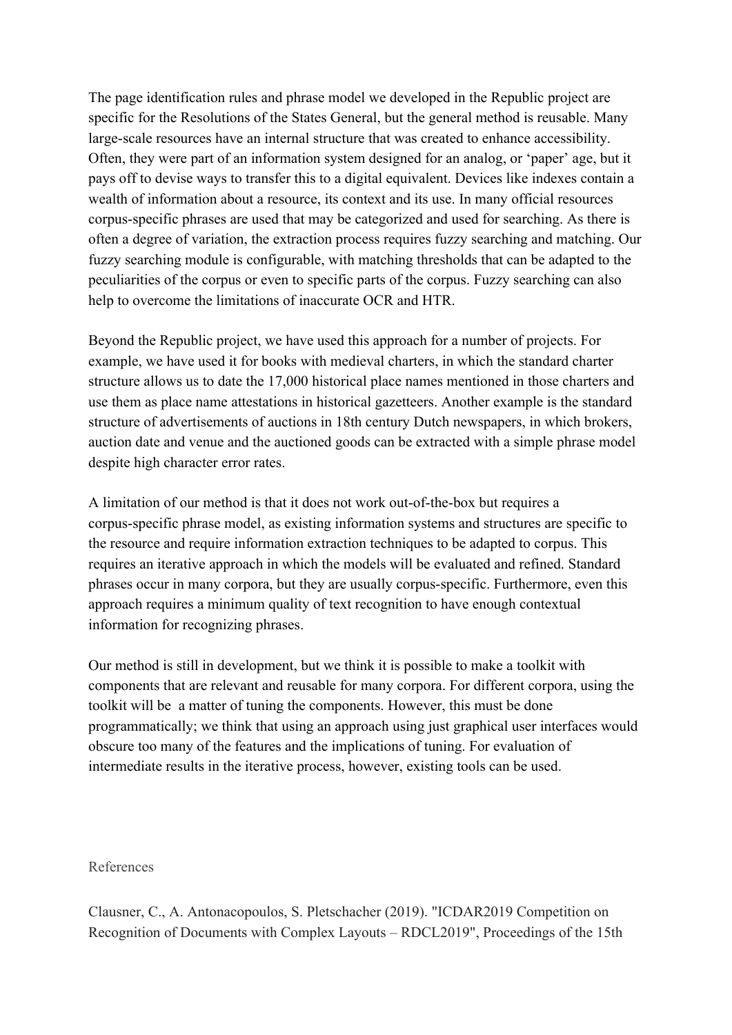The page identification rules and phrase model we developed in the Republic project are specific for the Resolutions of the States General, but the general method is reusable. Many large-scale resources have an internal structure that was created to enhance accessibility. Often, they were part of an information system designed for an analog, or 'paper' age, but it pays off to devise ways to transfer this to a digital equivalent. Devices like indexes contain a wealth of information about a resource, its context and its use. In many official resources corpus-specific phrases are used that may be categorized and used for searching. As there is often a degree of variation, the extraction process requires fuzzy searching and matching. Our fuzzy searching module is configurable, with matching thresholds that can be adapted to the peculiarities of the corpus or even to specific parts of the corpus. Fuzzy searching can also help to overcome the limitations of inaccurate OCR and HTR.

Beyond the Republic project, we have used this approach for a number of projects. For example, we have used it for books with medieval charters, in which the standard charter structure allows us to date the 17,000 historical place names mentioned in those charters and use them as place name attestations in historical gazetteers. Another example is the standard structure of advertisements of auctions in 18th century Dutch newspapers, in which brokers, auction date and venue and the auctioned goods can be extracted with a simple phrase model despite high character error rates.

A limitation of our method is that it does not work out-of-the-box but requires a corpus-specific phrase model, as existing information systems and structures are specific to the resource and require information extraction techniques to be adapted to corpus. This requires an iterative approach in which the models will be evaluated and refined. Standard phrases occur in many corpora, but they are usually corpus-specific. Furthermore, even this approach requires a minimum quality of text recognition to have enough contextual information for recognizing phrases.

Our method is still in development, but we think it is possible to make a toolkit with components that are relevant and reusable for many corpora. For different corpora, using the toolkit will be a matter of tuning the components. However, this must be done programmatically; we think that using an approach using just graphical user interfaces would obscure too many of the features and the implications of tuning. For evaluation of intermediate results in the iterative process, however, existing tools can be used.

## References

Clausner, C., A. Antonacopoulos, S. Pletschacher (2019). "ICDAR2019 Competition on Recognition of Documents with Complex Layouts – RDCL2019", Proceedings of the 15th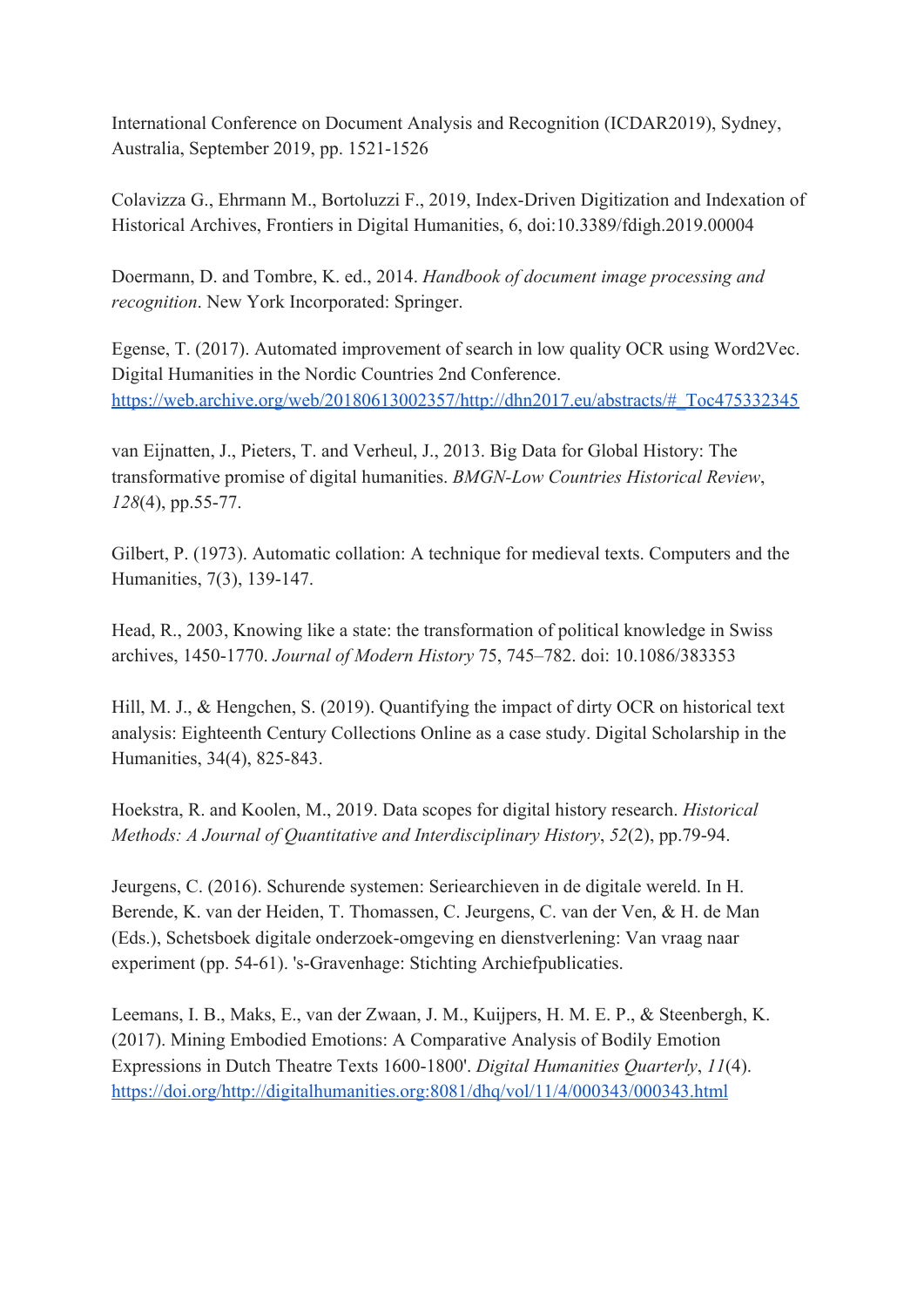International Conference on Document Analysis and Recognition (ICDAR2019), Sydney, Australia, September 2019, pp. 1521-1526

Colavizza G., Ehrmann M., Bortoluzzi F., 2019, Index-Driven Digitization and Indexation of Historical Archives, Frontiers in Digital Humanities, 6, doi:10.3389/fdigh.2019.00004

Doermann, D. and Tombre, K. ed., 2014. *Handbook of document image processing and recognition*. New York Incorporated: Springer.

Egense, T. (2017). Automated improvement of search in low quality OCR using Word2Vec. Digital Humanities in the Nordic Countries 2nd Conference. [https://web.archive.org/web/20180613002357/http://dhn2017.eu/abstracts/#_Toc475332345](https://web.archive.org/web/20180613002357/http://dhn2017.eu/abstracts/#_Toc475332345)

van Eijnatten, J., Pieters, T. and Verheul, J., 2013. Big Data for Global History: The transformative promise of digital humanities. *BMGN-Low Countries Historical Review*, *128*(4), pp.55-77.

Gilbert, P. (1973). Automatic collation: A technique for medieval texts. Computers and the Humanities, 7(3), 139-147.

Head, R., 2003, Knowing like a state: the transformation of political knowledge in Swiss archives, 1450-1770. *Journal of Modern History* 75, 745–782. doi: 10.1086/383353

Hill, M. J., & Hengchen, S. (2019). Quantifying the impact of dirty OCR on historical text analysis: Eighteenth Century Collections Online as a case study. Digital Scholarship in the Humanities, 34(4), 825-843.

Hoekstra, R. and Koolen, M., 2019. Data scopes for digital history research. *Historical Methods: A Journal of Quantitative and Interdisciplinary History*, *52*(2), pp.79-94.

Jeurgens, C. (2016). Schurende systemen: Seriearchieven in de digitale wereld. In H. Berende, K. van der Heiden, T. Thomassen, C. Jeurgens, C. van der Ven, & H. de Man (Eds.), Schetsboek digitale onderzoek-omgeving en dienstverlening: Van vraag naar experiment (pp. 54-61). 's-Gravenhage: Stichting Archiefpublicaties.

Leemans, I. B., Maks, E., van der Zwaan, J. M., Kuijpers, H. M. E. P., & Steenbergh, K. (2017). Mining Embodied Emotions: A Comparative Analysis of Bodily Emotion Expressions in Dutch Theatre Texts 1600-1800'. *Digital Humanities Quarterly*, *11*(4). [https://doi.org/http://digitalhumanities.org:8081/dhq/vol/11/4/000343/000343.html](https://doi.org/http://digitalhumanities.org:8081/dhq/vol/11/4/000343/000343.html)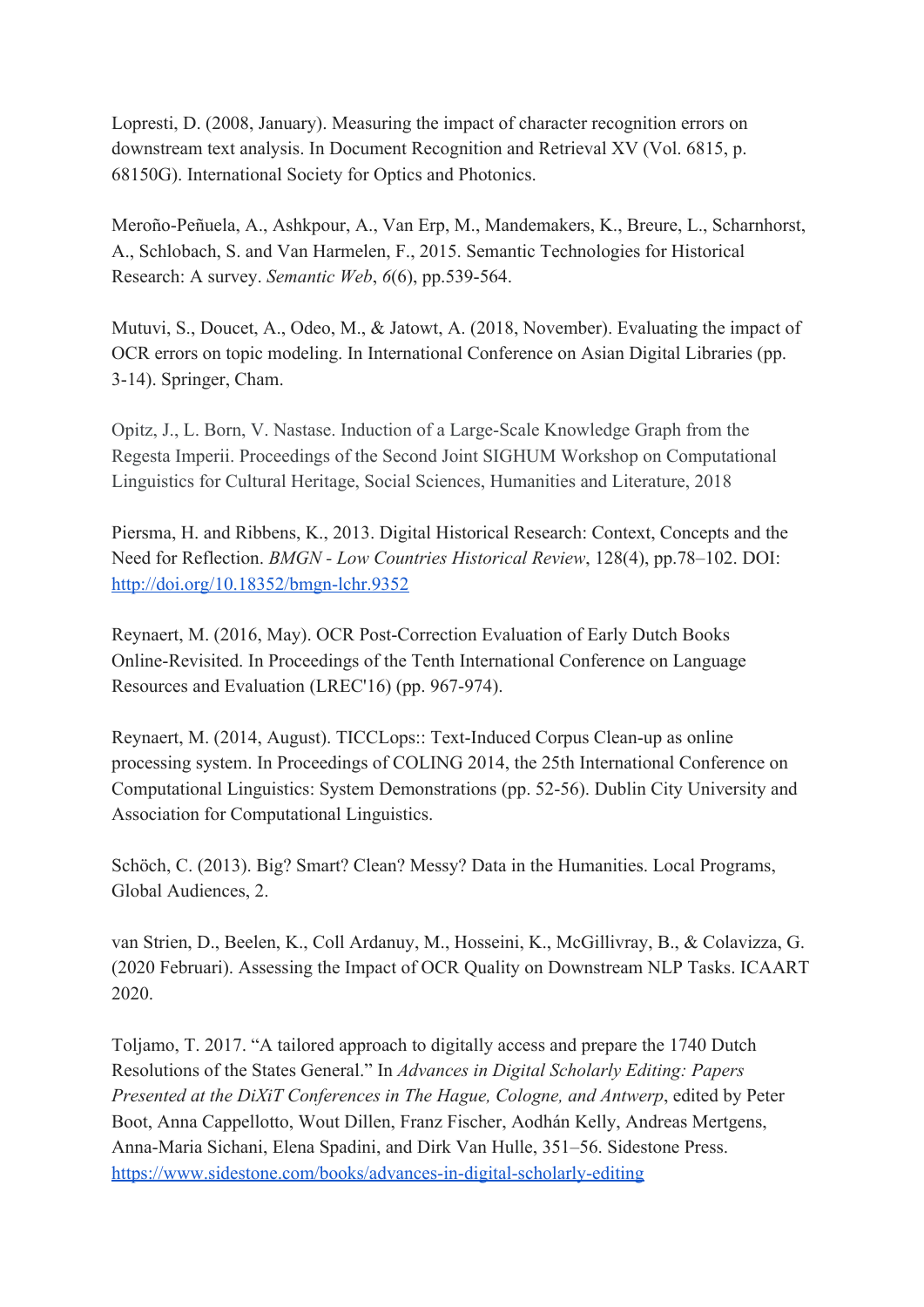Lopresti, D. (2008, January). Measuring the impact of character recognition errors on downstream text analysis. In Document Recognition and Retrieval XV (Vol. 6815, p. 68150G). International Society for Optics and Photonics.

Meroño-Peñuela, A., Ashkpour, A., Van Erp, M., Mandemakers, K., Breure, L., Scharnhorst, A., Schlobach, S. and Van Harmelen, F., 2015. Semantic Technologies for Historical Research: A survey. *Semantic Web*, *6*(6), pp.539-564.

Mutuvi, S., Doucet, A., Odeo, M., & Jatowt, A. (2018, November). Evaluating the impact of OCR errors on topic modeling. In International Conference on Asian Digital Libraries (pp. 3-14). Springer, Cham.

Opitz, J., L. Born, V. Nastase. Induction of a Large-Scale Knowledge Graph from the Regesta Imperii. Proceedings of the Second Joint SIGHUM Workshop on Computational Linguistics for Cultural Heritage, Social Sciences, Humanities and Literature, 2018

Piersma, H. and Ribbens, K., 2013. Digital Historical Research: Context, Concepts and the Need for Reflection. *BMGN - Low Countries Historical Review*, 128(4), pp.78–102. DOI: [http://doi.org/10.18352/bmgn-lchr.9352](http://doi.org/10.18352/bmgn-lchr.9352)

Reynaert, M. (2016, May). OCR Post-Correction Evaluation of Early Dutch Books Online-Revisited. In Proceedings of the Tenth International Conference on Language Resources and Evaluation (LREC'16) (pp. 967-974).

Reynaert, M. (2014, August). TICCLops:: Text-Induced Corpus Clean-up as online processing system. In Proceedings of COLING 2014, the 25th International Conference on Computational Linguistics: System Demonstrations (pp. 52-56). Dublin City University and Association for Computational Linguistics.

Schöch, C. (2013). Big? Smart? Clean? Messy? Data in the Humanities. Local Programs, Global Audiences, 2.

van Strien, D., Beelen, K., Coll Ardanuy, M., Hosseini, K., McGillivray, B., & Colavizza, G. (2020 Februari). Assessing the Impact of OCR Quality on Downstream NLP Tasks. ICAART 2020.

Toljamo, T. 2017. "A tailored approach to digitally access and prepare the 1740 Dutch Resolutions of the States General." In *Advances in Digital Scholarly Editing: Papers Presented at the DiXiT Conferences in The Hague, Cologne, and Antwerp*, edited by Peter Boot, Anna Cappellotto, Wout Dillen, Franz Fischer, Aodhán Kelly, Andreas Mertgens, Anna-Maria Sichani, Elena Spadini, and Dirk Van Hulle, 351–56. Sidestone Press. [https://www.sidestone.com/books/advances-in-digital-scholarly-editing](https://www.sidestone.com/books/advances-in-digital-scholarly-editing)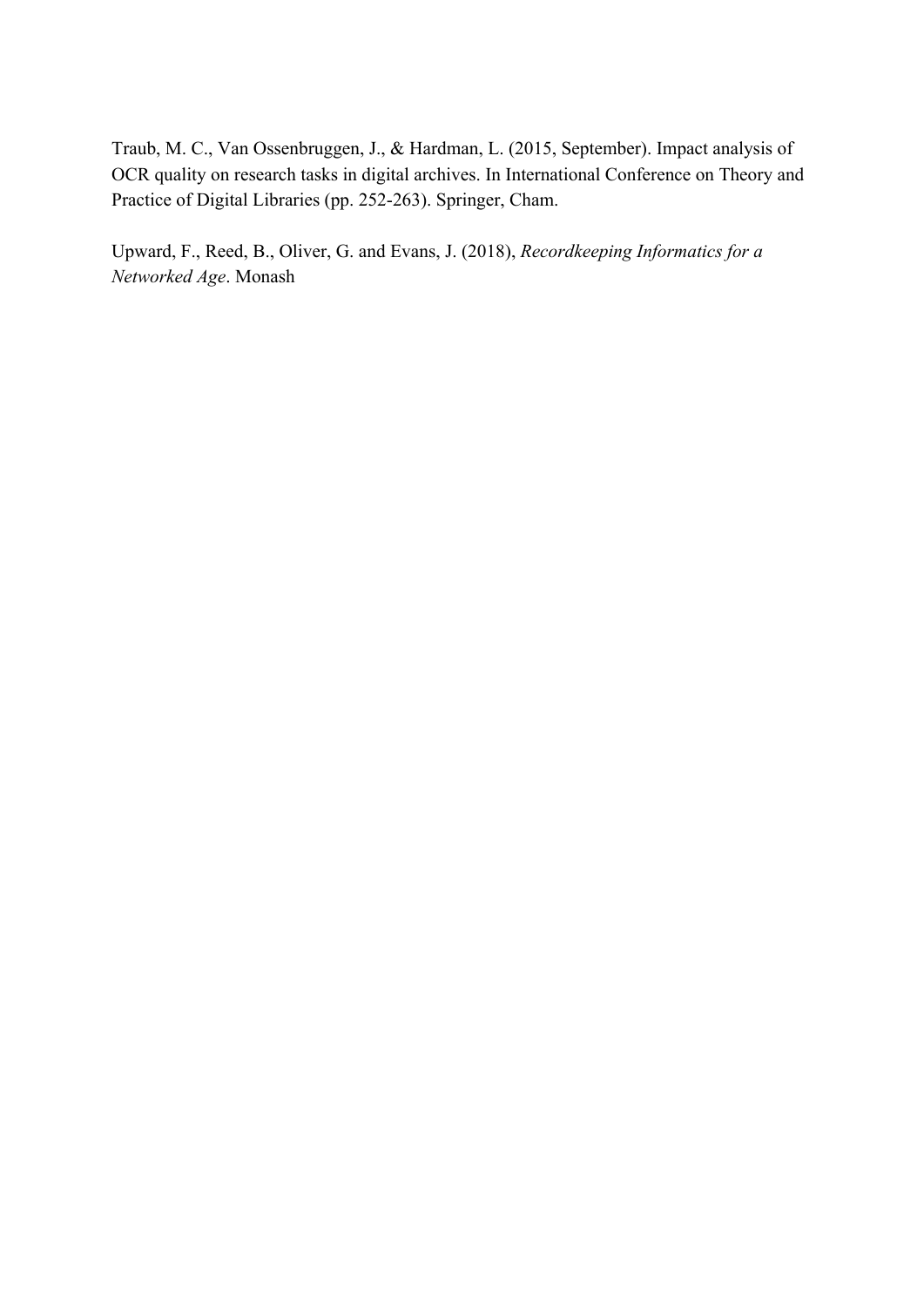Traub, M. C., Van Ossenbruggen, J., & Hardman, L. (2015, September). Impact analysis of OCR quality on research tasks in digital archives. In International Conference on Theory and Practice of Digital Libraries (pp. 252-263). Springer, Cham.

Upward, F., Reed, B., Oliver, G. and Evans, J. (2018), *Recordkeeping Informatics for a Networked Age*. Monash